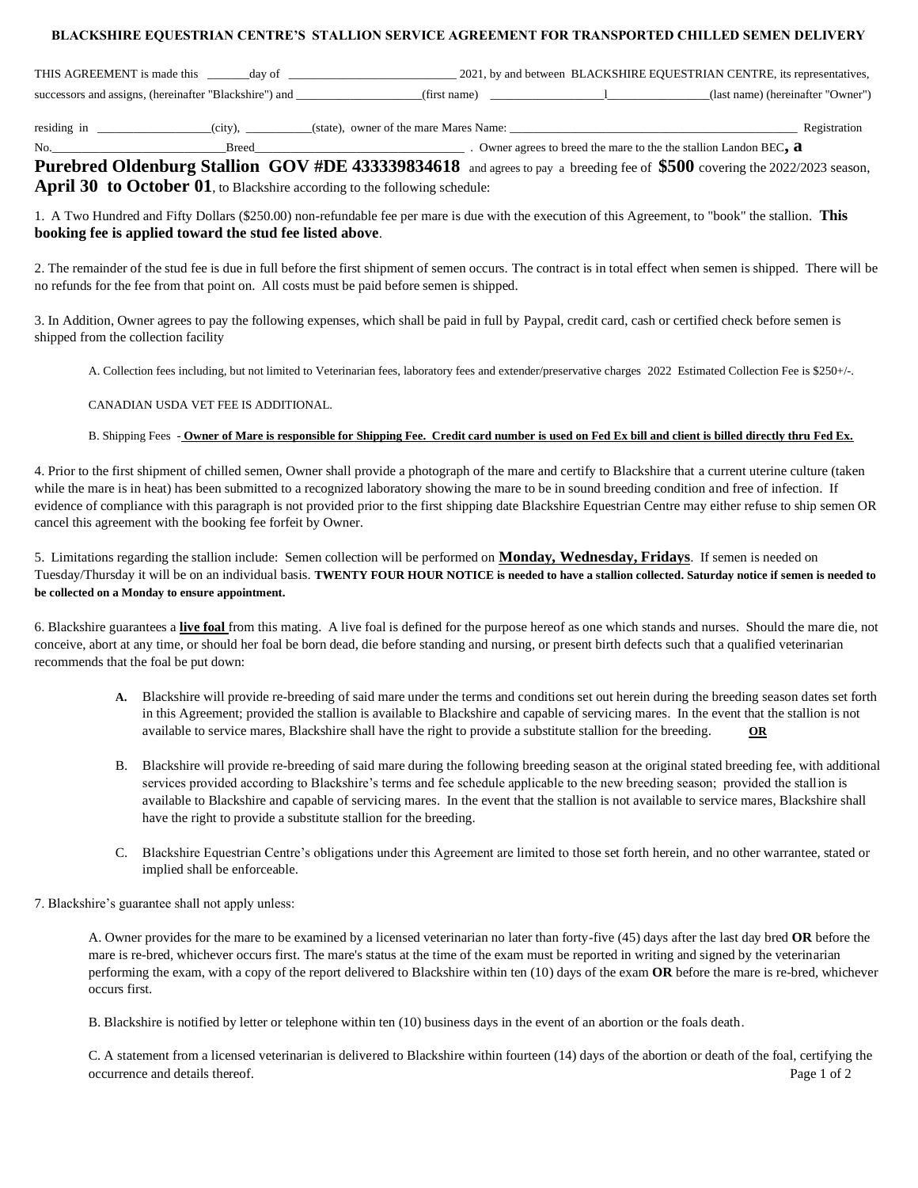# BLACKSHIRE EQUESTRIAN CENTRE'S STALLION SERVICE AGREEMENT FOR TRANSPORTED CHILLED SEMEN DELIVERY

THIS AGREEMENT is made this _______day of ___________________________ 2021, by and between BLACKSHIRE EQUESTRIAN CENTRE, its representatives, successors and assigns, (hereinafter "Blackshire") and ____________________(first name) __________________l________________(last name) (hereinafter "Owner")

residing in __________________(city), __________(state), owner of the mare Mares Name: _______________________________________________ Registration No.___________________________Breed________________________________ . Owner agrees to breed the mare to the the stallion Landon BEC**, a Purebred Oldenburg Stallion GOV #DE 433339834618** and agrees to pay a breeding fee of **$500** covering the 2022/2023 season, **April 30 to October 01**, to Blackshire according to the following schedule:

1. A Two Hundred and Fifty Dollars ($250.00) non-refundable fee per mare is due with the execution of this Agreement, to "book" the stallion. **This booking fee is applied toward the stud fee listed above**.

2. The remainder of the stud fee is due in full before the first shipment of semen occurs. The contract is in total effect when semen is shipped. There will be no refunds for the fee from that point on. All costs must be paid before semen is shipped.

3. In Addition, Owner agrees to pay the following expenses, which shall be paid in full by Paypal, credit card, cash or certified check before semen is shipped from the collection facility

   A. Collection fees including, but not limited to Veterinarian fees, laboratory fees and extender/preservative charges 2022 Estimated Collection Fee is $250+/-.

   CANADIAN USDA VET FEE IS ADDITIONAL.

   B. Shipping Fees - **Owner of Mare is responsible for Shipping Fee. Credit card number is used on Fed Ex bill and client is billed directly thru Fed Ex.**

4. Prior to the first shipment of chilled semen, Owner shall provide a photograph of the mare and certify to Blackshire that a current uterine culture (taken while the mare is in heat) has been submitted to a recognized laboratory showing the mare to be in sound breeding condition and free of infection. If evidence of compliance with this paragraph is not provided prior to the first shipping date Blackshire Equestrian Centre may either refuse to ship semen OR cancel this agreement with the booking fee forfeit by Owner.

5. Limitations regarding the stallion include: Semen collection will be performed on **Monday, Wednesday, Fridays**. If semen is needed on Tuesday/Thursday it will be on an individual basis. **TWENTY FOUR HOUR NOTICE is needed to have a stallion collected. Saturday notice if semen is needed to be collected on a Monday to ensure appointment.**

6. Blackshire guarantees a **live foal** from this mating. A live foal is defined for the purpose hereof as one which stands and nurses. Should the mare die, not conceive, abort at any time, or should her foal be born dead, die before standing and nursing, or present birth defects such that a qualified veterinarian recommends that the foal be put down:

   A. Blackshire will provide re-breeding of said mare under the terms and conditions set out herein during the breeding season dates set forth in this Agreement; provided the stallion is available to Blackshire and capable of servicing mares. In the event that the stallion is not available to service mares, Blackshire shall have the right to provide a substitute stallion for the breeding. **OR**

   B. Blackshire will provide re-breeding of said mare during the following breeding season at the original stated breeding fee, with additional services provided according to Blackshire's terms and fee schedule applicable to the new breeding season; provided the stallion is available to Blackshire and capable of servicing mares. In the event that the stallion is not available to service mares, Blackshire shall have the right to provide a substitute stallion for the breeding.

   C. Blackshire Equestrian Centre's obligations under this Agreement are limited to those set forth herein, and no other warrantee, stated or implied shall be enforceable.

7. Blackshire's guarantee shall not apply unless:

   A. Owner provides for the mare to be examined by a licensed veterinarian no later than forty-five (45) days after the last day bred **OR** before the mare is re-bred, whichever occurs first. The mare's status at the time of the exam must be reported in writing and signed by the veterinarian performing the exam, with a copy of the report delivered to Blackshire within ten (10) days of the exam **OR** before the mare is re-bred, whichever occurs first.

   B. Blackshire is notified by letter or telephone within ten (10) business days in the event of an abortion or the foals death.

   C. A statement from a licensed veterinarian is delivered to Blackshire within fourteen (14) days of the abortion or death of the foal, certifying the occurrence and details thereof.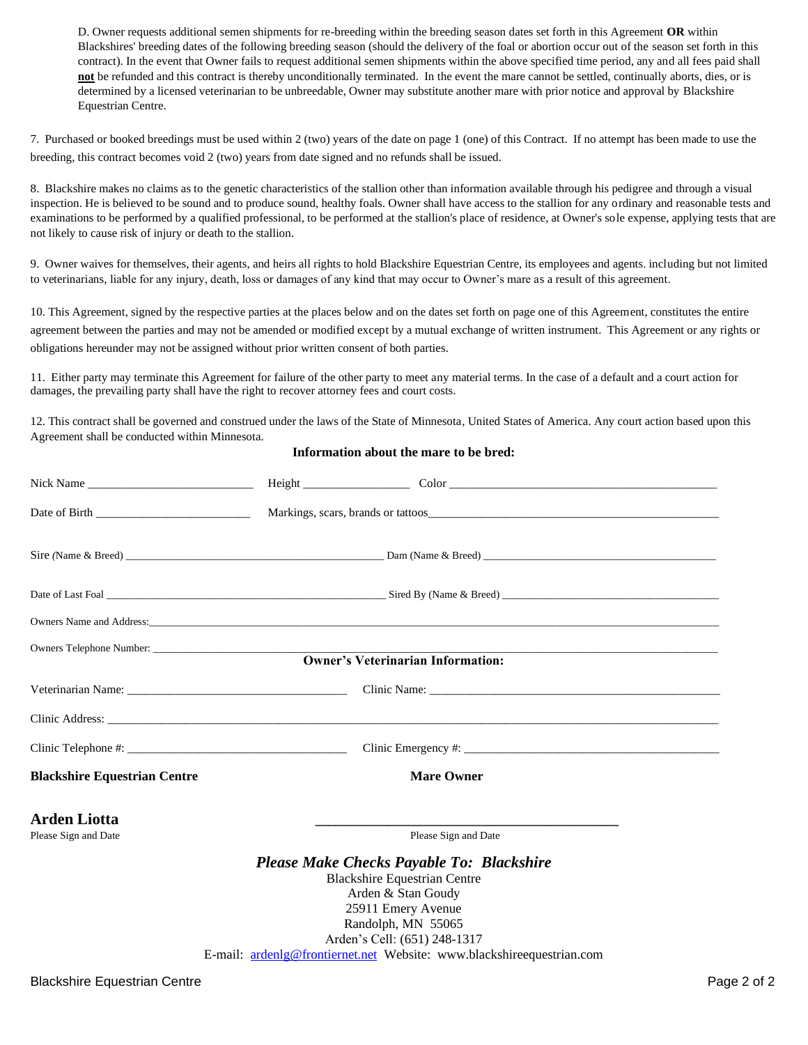D. Owner requests additional semen shipments for re-breeding within the breeding season dates set forth in this Agreement **OR** within Blackshires' breeding dates of the following breeding season (should the delivery of the foal or abortion occur out of the season set forth in this contract). In the event that Owner fails to request additional semen shipments within the above specified time period, any and all fees paid shall **not** be refunded and this contract is thereby unconditionally terminated. In the event the mare cannot be settled, continually aborts, dies, or is determined by a licensed veterinarian to be unbreedable, Owner may substitute another mare with prior notice and approval by Blackshire Equestrian Centre.

7. Purchased or booked breedings must be used within 2 (two) years of the date on page 1 (one) of this Contract. If no attempt has been made to use the breeding, this contract becomes void 2 (two) years from date signed and no refunds shall be issued.

8. Blackshire makes no claims as to the genetic characteristics of the stallion other than information available through his pedigree and through a visual inspection. He is believed to be sound and to produce sound, healthy foals. Owner shall have access to the stallion for any ordinary and reasonable tests and examinations to be performed by a qualified professional, to be performed at the stallion's place of residence, at Owner's sole expense, applying tests that are not likely to cause risk of injury or death to the stallion.

9. Owner waives for themselves, their agents, and heirs all rights to hold Blackshire Equestrian Centre, its employees and agents. including but not limited to veterinarians, liable for any injury, death, loss or damages of any kind that may occur to Owner's mare as a result of this agreement.

10. This Agreement, signed by the respective parties at the places below and on the dates set forth on page one of this Agreement, constitutes the entire agreement between the parties and may not be amended or modified except by a mutual exchange of written instrument. This Agreement or any rights or obligations hereunder may not be assigned without prior written consent of both parties.

11. Either party may terminate this Agreement for failure of the other party to meet any material terms. In the case of a default and a court action for damages, the prevailing party shall have the right to recover attorney fees and court costs.

12. This contract shall be governed and construed under the laws of the State of Minnesota, United States of America. Any court action based upon this Agreement shall be conducted within Minnesota.

**Information about the mare to be bred:**

Nick Name ___________________________ Height _________________ Color _____________________________________________

Date of Birth _________________________ Markings, scars, brands or tattoos__________________________________________________

Sire (Name & Breed) _______________________________________________ Dam (Name & Breed) _________________________________________

Date of Last Foal ____________________________________________________ Sired By (Name & Breed) ______________________________________

Owners Name and Address:_____________________________________________________________________________________________

Owners Telephone Number: _____________________________________________________________________________________________

**Owner's Veterinarian Information:**

Veterinarian Name: ____________________________________ Clinic Name: __________________________________________________

Clinic Address: ________________________________________________________________________________________________

Clinic Telephone #: ____________________________________ Clinic Emergency #: ____________________________________________

**Blackshire Equestrian Centre** **Mare Owner**

**Arden Liotta** ____________________________________________

Please Sign and Date Please Sign and Date

***Please Make Checks Payable To: Blackshire***

Blackshire Equestrian Centre
Arden & Stan Goudy
25911 Emery Avenue
Randolph, MN 55065
Arden's Cell: (651) 248-1317
E-mail: ardenlg@frontiernet.net Website: www.blackshireequestrian.com